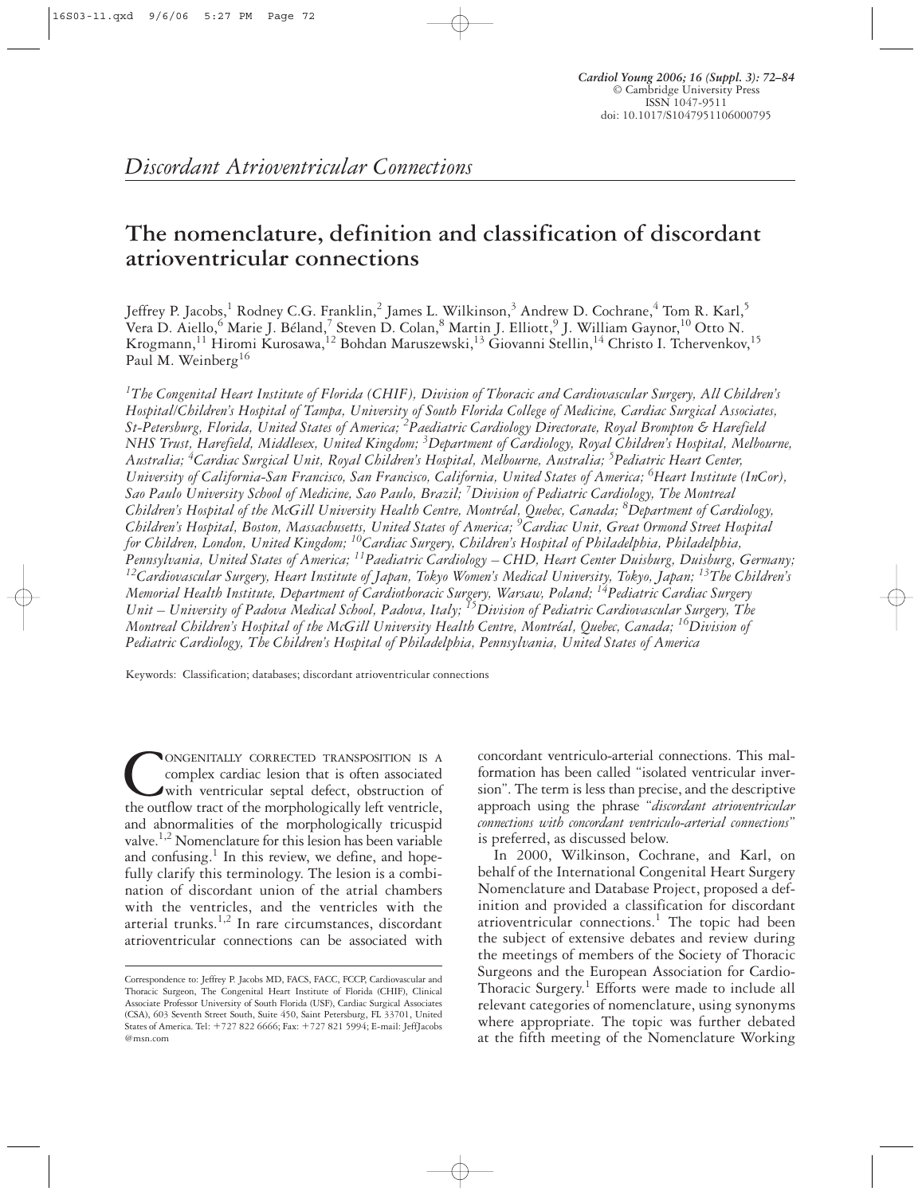*Discordant Atrioventricular Connections*

# The nomenclature, definition and classification of discordant atrioventricular connections

Jeffrey P. Jacobs,[1] Rodney C.G. Franklin,[2] James L. Wilkinson,[3] Andrew D. Cochrane,[4] Tom R. Karl,[5] Vera D. Aiello,[6] Marie J. Béland,[7] Steven D. Colan,[8] Martin J. Elliott,[9] J. William Gaynor,[10] Otto N. Krogmann,[11] Hiromi Kurosawa,[12] Bohdan Maruszewski,[13] Giovanni Stellin,[14] Christo I. Tchervenkov,[15] Paul M. Weinberg[16]

*[1]The Congenital Heart Institute of Florida (CHIF), Division of Thoracic and Cardiovascular Surgery, All Children's Hospital/Children's Hospital of Tampa, University of South Florida College of Medicine, Cardiac Surgical Associates, St-Petersburg, Florida, United States of America; [2]Paediatric Cardiology Directorate, Royal Brompton & Harefield NHS Trust, Harefield, Middlesex, United Kingdom; [3]Department of Cardiology, Royal Children's Hospital, Melbourne, Australia; [4]Cardiac Surgical Unit, Royal Children's Hospital, Melbourne, Australia; [5]Pediatric Heart Center, University of California-San Francisco, San Francisco, California, United States of America; [6]Heart Institute (InCor), Sao Paulo University School of Medicine, Sao Paulo, Brazil; [7]Division of Pediatric Cardiology, The Montreal Children's Hospital of the McGill University Health Centre, Montréal, Quebec, Canada; [8]Department of Cardiology, Children's Hospital, Boston, Massachusetts, United States of America; [9]Cardiac Unit, Great Ormond Street Hospital for Children, London, United Kingdom; [10]Cardiac Surgery, Children's Hospital of Philadelphia, Philadelphia, Pennsylvania, United States of America; [11]Paediatric Cardiology – CHD, Heart Center Duisburg, Duisburg, Germany; [12]Cardiovascular Surgery, Heart Institute of Japan, Tokyo Women's Medical University, Tokyo, Japan; [13]The Children's Memorial Health Institute, Department of Cardiothoracic Surgery, Warsaw, Poland; [14]Pediatric Cardiac Surgery Unit – University of Padova Medical School, Padova, Italy; [15]Division of Pediatric Cardiovascular Surgery, The Montreal Children's Hospital of the McGill University Health Centre, Montréal, Quebec, Canada; [16]Division of Pediatric Cardiology, The Children's Hospital of Philadelphia, Pennsylvania, United States of America*

Keywords: Classification; databases; discordant atrioventricular connections

Congenitally corrected transposition is a complex cardiac lesion that is often associated with ventricular septal defect, obstruction of the outflow tract of the morphologically left ventricle, and abnormalities of the morphologically tricuspid valve.[1,2] Nomenclature for this lesion has been variable and confusing.[1] In this review, we define, and hopefully clarify this terminology. The lesion is a combination of discordant union of the atrial chambers with the ventricles, and the ventricles with the arterial trunks.[1,2] In rare circumstances, discordant atrioventricular connections can be associated with concordant ventriculo-arterial connections. This malformation has been called "isolated ventricular inversion". The term is less than precise, and the descriptive approach using the phrase "*discordant atrioventricular connections with concordant ventriculo-arterial connections*" is preferred, as discussed below.

In 2000, Wilkinson, Cochrane, and Karl, on behalf of the International Congenital Heart Surgery Nomenclature and Database Project, proposed a definition and provided a classification for discordant atrioventricular connections.[1] The topic had been the subject of extensive debates and review during the meetings of members of the Society of Thoracic Surgeons and the European Association for Cardio-Thoracic Surgery.[1] Efforts were made to include all relevant categories of nomenclature, using synonyms where appropriate. The topic was further debated at the fifth meeting of the Nomenclature Working

Correspondence to: Jeffrey P. Jacobs MD, FACS, FACC, FCCP, Cardiovascular and Thoracic Surgeon, The Congenital Heart Institute of Florida (CHIF), Clinical Associate Professor University of South Florida (USF), Cardiac Surgical Associates (CSA), 603 Seventh Street South, Suite 450, Saint Petersburg, FL 33701, United States of America. Tel: +727 822 6666; Fax: +727 821 5994; E-mail: JeffJacobs@msn.com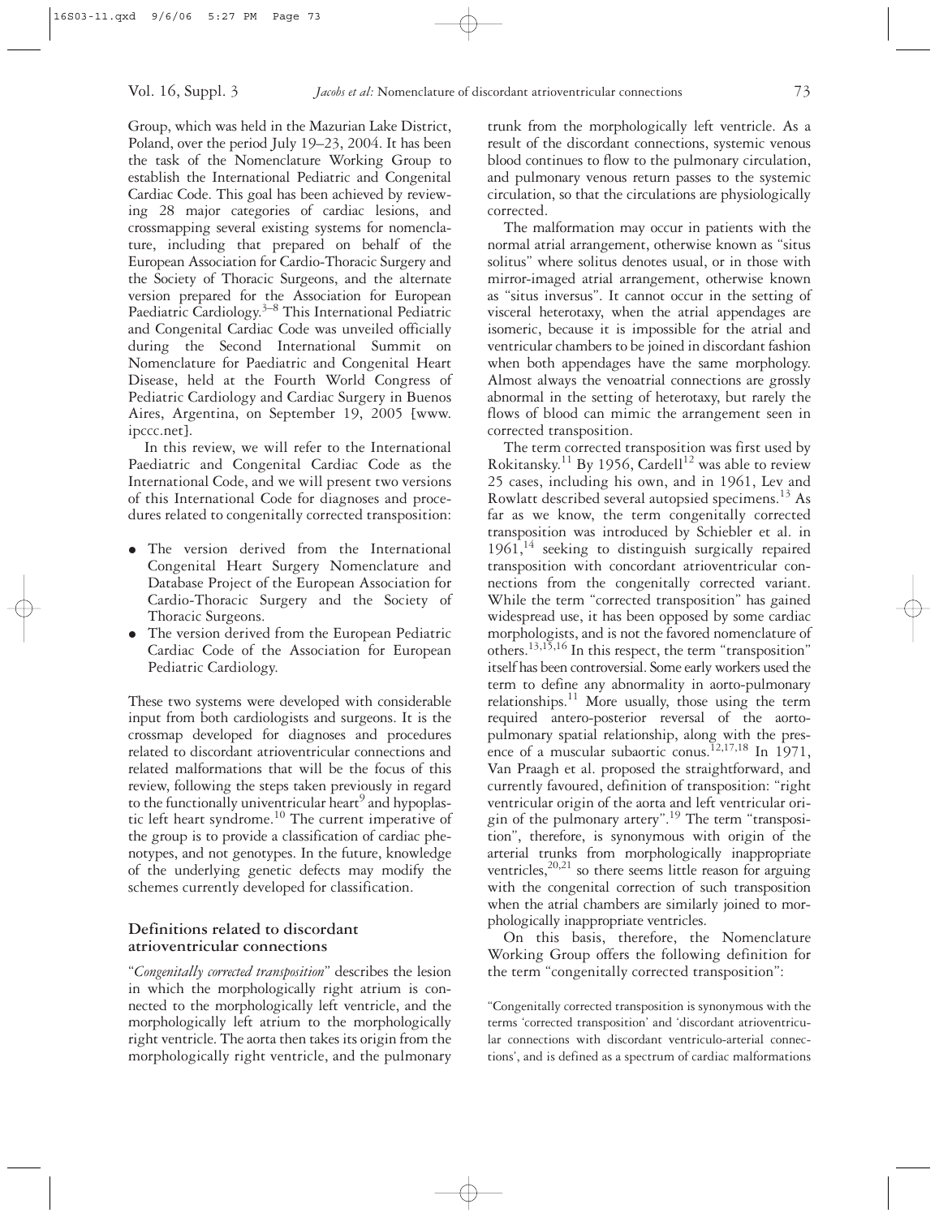Group, which was held in the Mazurian Lake District, Poland, over the period July 19–23, 2004. It has been the task of the Nomenclature Working Group to establish the International Pediatric and Congenital Cardiac Code. This goal has been achieved by reviewing 28 major categories of cardiac lesions, and crossmapping several existing systems for nomenclature, including that prepared on behalf of the European Association for Cardio-Thoracic Surgery and the Society of Thoracic Surgeons, and the alternate version prepared for the Association for European Paediatric Cardiology.[3–8] This International Pediatric and Congenital Cardiac Code was unveiled officially during the Second International Summit on Nomenclature for Paediatric and Congenital Heart Disease, held at the Fourth World Congress of Pediatric Cardiology and Cardiac Surgery in Buenos Aires, Argentina, on September 19, 2005 [www.ipccc.net].

In this review, we will refer to the International Paediatric and Congenital Cardiac Code as the International Code, and we will present two versions of this International Code for diagnoses and procedures related to congenitally corrected transposition:

- The version derived from the International Congenital Heart Surgery Nomenclature and Database Project of the European Association for Cardio-Thoracic Surgery and the Society of Thoracic Surgeons.
- The version derived from the European Pediatric Cardiac Code of the Association for European Pediatric Cardiology.

These two systems were developed with considerable input from both cardiologists and surgeons. It is the crossmap developed for diagnoses and procedures related to discordant atrioventricular connections and related malformations that will be the focus of this review, following the steps taken previously in regard to the functionally univentricular heart[9] and hypoplastic left heart syndrome.[10] The current imperative of the group is to provide a classification of cardiac phenotypes, and not genotypes. In the future, knowledge of the underlying genetic defects may modify the schemes currently developed for classification.

## Definitions related to discordant atrioventricular connections

"*Congenitally corrected transposition*" describes the lesion in which the morphologically right atrium is connected to the morphologically left ventricle, and the morphologically left atrium to the morphologically right ventricle. The aorta then takes its origin from the morphologically right ventricle, and the pulmonary trunk from the morphologically left ventricle. As a result of the discordant connections, systemic venous blood continues to flow to the pulmonary circulation, and pulmonary venous return passes to the systemic circulation, so that the circulations are physiologically corrected.

The malformation may occur in patients with the normal atrial arrangement, otherwise known as "situs solitus" where solitus denotes usual, or in those with mirror-imaged atrial arrangement, otherwise known as "situs inversus". It cannot occur in the setting of visceral heterotaxy, when the atrial appendages are isomeric, because it is impossible for the atrial and ventricular chambers to be joined in discordant fashion when both appendages have the same morphology. Almost always the venoatrial connections are grossly abnormal in the setting of heterotaxy, but rarely the flows of blood can mimic the arrangement seen in corrected transposition.

The term corrected transposition was first used by Rokitansky.[11] By 1956, Cardell[12] was able to review 25 cases, including his own, and in 1961, Lev and Rowlatt described several autopsied specimens.[13] As far as we know, the term congenitally corrected transposition was introduced by Schiebler et al. in 1961,[14] seeking to distinguish surgically repaired transposition with concordant atrioventricular connections from the congenitally corrected variant. While the term "corrected transposition" has gained widespread use, it has been opposed by some cardiac morphologists, and is not the favored nomenclature of others.[13,15,16] In this respect, the term "transposition" itself has been controversial. Some early workers used the term to define any abnormality in aorto-pulmonary relationships.[11] More usually, those using the term required antero-posterior reversal of the aorto-pulmonary spatial relationship, along with the presence of a muscular subaortic conus.[12,17,18] In 1971, Van Praagh et al. proposed the straightforward, and currently favoured, definition of transposition: "right ventricular origin of the aorta and left ventricular origin of the pulmonary artery".[19] The term "transposition", therefore, is synonymous with origin of the arterial trunks from morphologically inappropriate ventricles,[20,21] so there seems little reason for arguing with the congenital correction of such transposition when the atrial chambers are similarly joined to morphologically inappropriate ventricles.

On this basis, therefore, the Nomenclature Working Group offers the following definition for the term "congenitally corrected transposition":

"Congenitally corrected transposition is synonymous with the terms 'corrected transposition' and 'discordant atrioventricular connections with discordant ventriculo-arterial connections', and is defined as a spectrum of cardiac malformations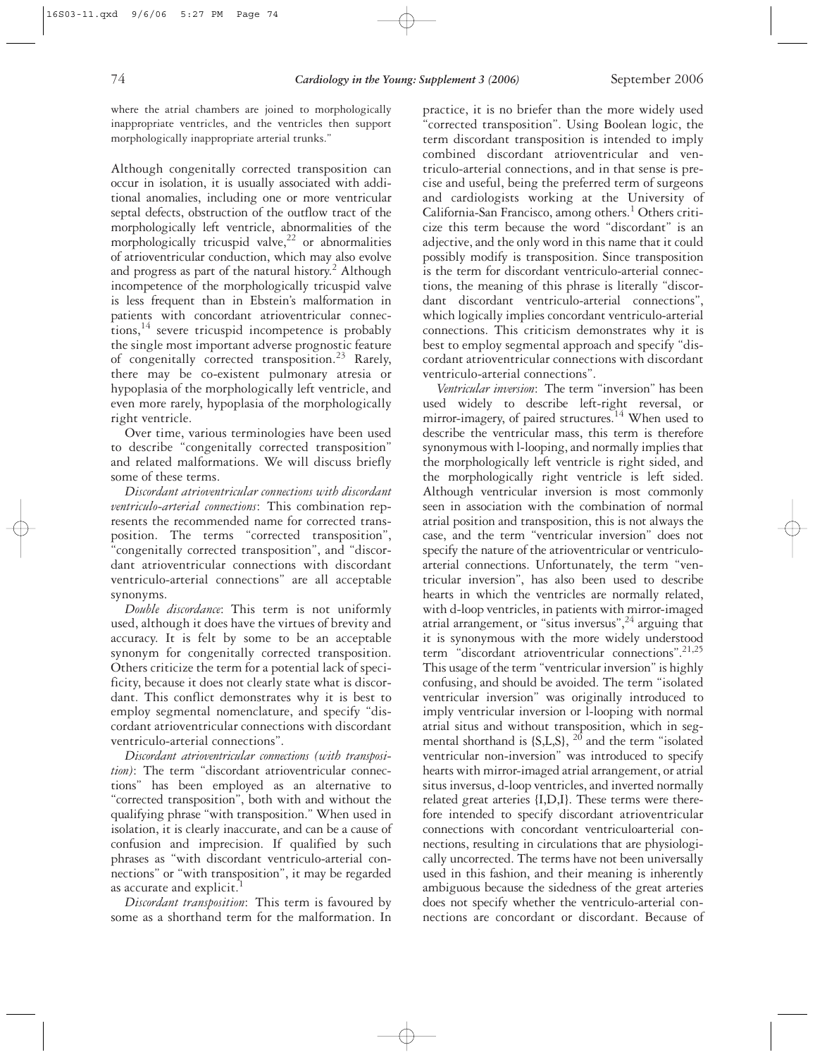where the atrial chambers are joined to morphologically inappropriate ventricles, and the ventricles then support morphologically inappropriate arterial trunks."

Although congenitally corrected transposition can occur in isolation, it is usually associated with additional anomalies, including one or more ventricular septal defects, obstruction of the outflow tract of the morphologically left ventricle, abnormalities of the morphologically tricuspid valve,[22] or abnormalities of atrioventricular conduction, which may also evolve and progress as part of the natural history.[2] Although incompetence of the morphologically tricuspid valve is less frequent than in Ebstein's malformation in patients with concordant atrioventricular connections,[14] severe tricuspid incompetence is probably the single most important adverse prognostic feature of congenitally corrected transposition.[23] Rarely, there may be co-existent pulmonary atresia or hypoplasia of the morphologically left ventricle, and even more rarely, hypoplasia of the morphologically right ventricle.

Over time, various terminologies have been used to describe "congenitally corrected transposition" and related malformations. We will discuss briefly some of these terms.

*Discordant atrioventricular connections with discordant ventriculo-arterial connections*: This combination represents the recommended name for corrected transposition. The terms "corrected transposition", "congenitally corrected transposition", and "discordant atrioventricular connections with discordant ventriculo-arterial connections" are all acceptable synonyms.

*Double discordance*: This term is not uniformly used, although it does have the virtues of brevity and accuracy. It is felt by some to be an acceptable synonym for congenitally corrected transposition. Others criticize the term for a potential lack of specificity, because it does not clearly state what is discordant. This conflict demonstrates why it is best to employ segmental nomenclature, and specify "discordant atrioventricular connections with discordant ventriculo-arterial connections".

*Discordant atrioventricular connections (with transposition)*: The term "discordant atrioventricular connections" has been employed as an alternative to "corrected transposition", both with and without the qualifying phrase "with transposition." When used in isolation, it is clearly inaccurate, and can be a cause of confusion and imprecision. If qualified by such phrases as "with discordant ventriculo-arterial connections" or "with transposition", it may be regarded as accurate and explicit.[1]

*Discordant transposition*: This term is favoured by some as a shorthand term for the malformation. In practice, it is no briefer than the more widely used "corrected transposition". Using Boolean logic, the term discordant transposition is intended to imply combined discordant atrioventricular and ventriculo-arterial connections, and in that sense is precise and useful, being the preferred term of surgeons and cardiologists working at the University of California-San Francisco, among others.[1] Others criticize this term because the word "discordant" is an adjective, and the only word in this name that it could possibly modify is transposition. Since transposition is the term for discordant ventriculo-arterial connections, the meaning of this phrase is literally "discordant discordant ventriculo-arterial connections", which logically implies concordant ventriculo-arterial connections. This criticism demonstrates why it is best to employ segmental approach and specify "discordant atrioventricular connections with discordant ventriculo-arterial connections".

*Ventricular inversion*: The term "inversion" has been used widely to describe left-right reversal, or mirror-imagery, of paired structures.[14] When used to describe the ventricular mass, this term is therefore synonymous with l-looping, and normally implies that the morphologically left ventricle is right sided, and the morphologically right ventricle is left sided. Although ventricular inversion is most commonly seen in association with the combination of normal atrial position and transposition, this is not always the case, and the term "ventricular inversion" does not specify the nature of the atrioventricular or ventriculo-arterial connections. Unfortunately, the term "ventricular inversion", has also been used to describe hearts in which the ventricles are normally related, with d-loop ventricles, in patients with mirror-imaged atrial arrangement, or "situs inversus",[24] arguing that it is synonymous with the more widely understood term "discordant atrioventricular connections".[21,25] This usage of the term "ventricular inversion" is highly confusing, and should be avoided. The term "isolated ventricular inversion" was originally introduced to imply ventricular inversion or l-looping with normal atrial situs and without transposition, which in segmental shorthand is {S,L,S}, [20] and the term "isolated ventricular non-inversion" was introduced to specify hearts with mirror-imaged atrial arrangement, or atrial situs inversus, d-loop ventricles, and inverted normally related great arteries {I,D,I}. These terms were therefore intended to specify discordant atrioventricular connections with concordant ventriculoarterial connections, resulting in circulations that are physiologically uncorrected. The terms have not been universally used in this fashion, and their meaning is inherently ambiguous because the sidedness of the great arteries does not specify whether the ventriculo-arterial connections are concordant or discordant. Because of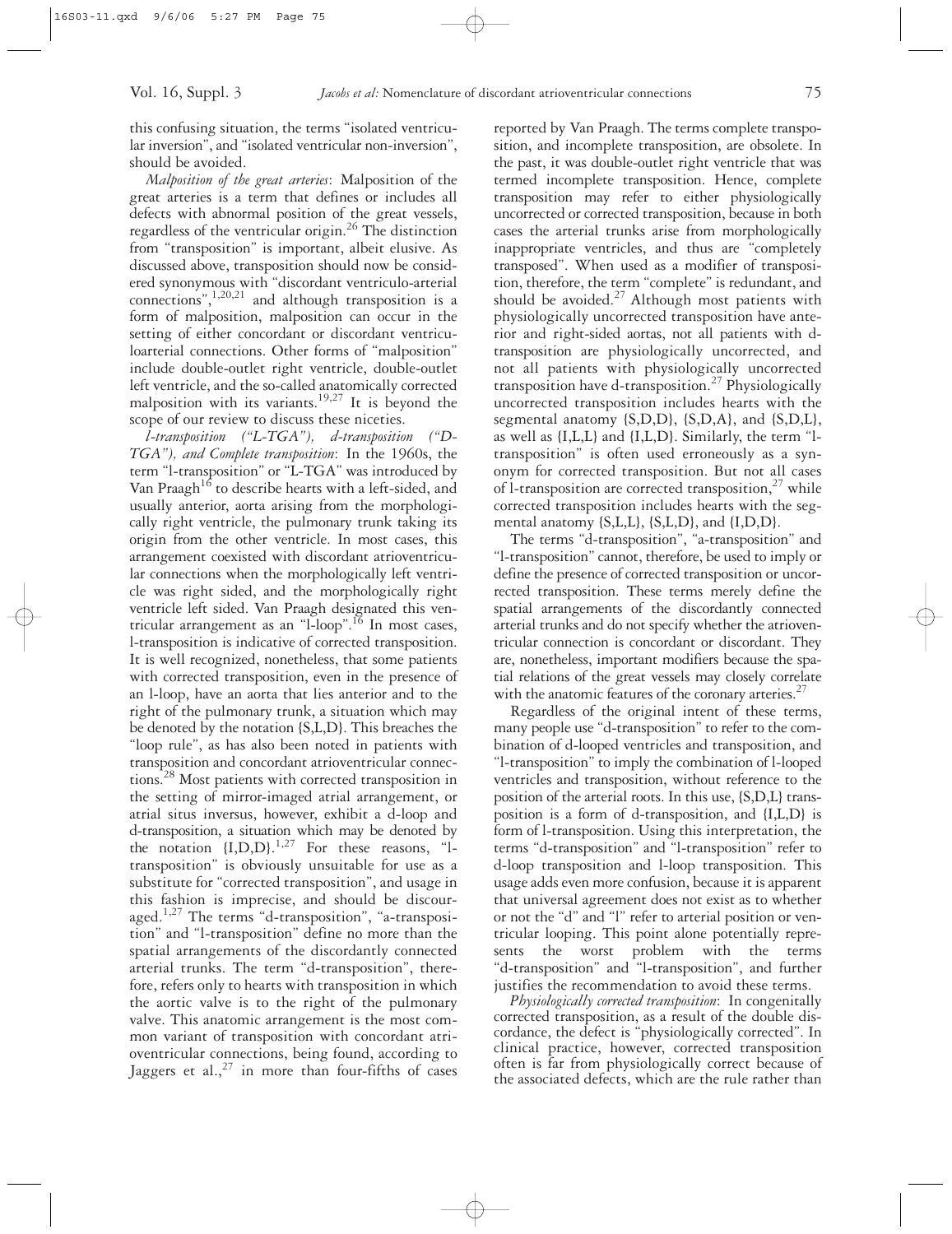this confusing situation, the terms "isolated ventricular inversion", and "isolated ventricular non-inversion", should be avoided.

*Malposition of the great arteries*: Malposition of the great arteries is a term that defines or includes all defects with abnormal position of the great vessels, regardless of the ventricular origin.[26] The distinction from "transposition" is important, albeit elusive. As discussed above, transposition should now be considered synonymous with "discordant ventriculo-arterial connections",[1,20,21] and although transposition is a form of malposition, malposition can occur in the setting of either concordant or discordant ventriculoarterial connections. Other forms of "malposition" include double-outlet right ventricle, double-outlet left ventricle, and the so-called anatomically corrected malposition with its variants.[19,27] It is beyond the scope of our review to discuss these niceties.

*l-transposition ("L-TGA"), d-transposition ("D-TGA"), and Complete transposition*: In the 1960s, the term "l-transposition" or "L-TGA" was introduced by Van Praagh[16] to describe hearts with a left-sided, and usually anterior, aorta arising from the morphologically right ventricle, the pulmonary trunk taking its origin from the other ventricle. In most cases, this arrangement coexisted with discordant atrioventricular connections when the morphologically left ventricle was right sided, and the morphologically right ventricle left sided. Van Praagh designated this ventricular arrangement as an "l-loop".[16] In most cases, l-transposition is indicative of corrected transposition. It is well recognized, nonetheless, that some patients with corrected transposition, even in the presence of an l-loop, have an aorta that lies anterior and to the right of the pulmonary trunk, a situation which may be denoted by the notation {S,L,D}. This breaches the "loop rule", as has also been noted in patients with transposition and concordant atrioventricular connections.[28] Most patients with corrected transposition in the setting of mirror-imaged atrial arrangement, or atrial situs inversus, however, exhibit a d-loop and d-transposition, a situation which may be denoted by the notation {I,D,D}.[1,27] For these reasons, "l-transposition" is obviously unsuitable for use as a substitute for "corrected transposition", and usage in this fashion is imprecise, and should be discouraged.[1,27] The terms "d-transposition", "a-transposition" and "l-transposition" define no more than the spatial arrangements of the discordantly connected arterial trunks. The term "d-transposition", therefore, refers only to hearts with transposition in which the aortic valve is to the right of the pulmonary valve. This anatomic arrangement is the most common variant of transposition with concordant atrioventricular connections, being found, according to Jaggers et al.,[27] in more than four-fifths of cases reported by Van Praagh. The terms complete transposition, and incomplete transposition, are obsolete. In the past, it was double-outlet right ventricle that was termed incomplete transposition. Hence, complete transposition may refer to either physiologically uncorrected or corrected transposition, because in both cases the arterial trunks arise from morphologically inappropriate ventricles, and thus are "completely transposed". When used as a modifier of transposition, therefore, the term "complete" is redundant, and should be avoided.[27] Although most patients with physiologically uncorrected transposition have anterior and right-sided aortas, not all patients with d-transposition are physiologically uncorrected, and not all patients with physiologically uncorrected transposition have d-transposition.[27] Physiologically uncorrected transposition includes hearts with the segmental anatomy {S,D,D}, {S,D,A}, and {S,D,L}, as well as {I,L,L} and {I,L,D}. Similarly, the term "l-transposition" is often used erroneously as a synonym for corrected transposition. But not all cases of l-transposition are corrected transposition,[27] while corrected transposition includes hearts with the segmental anatomy {S,L,L}, {S,L,D}, and {I,D,D}.

The terms "d-transposition", "a-transposition" and "l-transposition" cannot, therefore, be used to imply or define the presence of corrected transposition or uncorrected transposition. These terms merely define the spatial arrangements of the discordantly connected arterial trunks and do not specify whether the atrioventricular connection is concordant or discordant. They are, nonetheless, important modifiers because the spatial relations of the great vessels may closely correlate with the anatomic features of the coronary arteries.[27]

Regardless of the original intent of these terms, many people use "d-transposition" to refer to the combination of d-looped ventricles and transposition, and "l-transposition" to imply the combination of l-looped ventricles and transposition, without reference to the position of the arterial roots. In this use, {S,D,L} transposition is a form of d-transposition, and {I,L,D} is form of l-transposition. Using this interpretation, the terms "d-transposition" and "l-transposition" refer to d-loop transposition and l-loop transposition. This usage adds even more confusion, because it is apparent that universal agreement does not exist as to whether or not the "d" and "l" refer to arterial position or ventricular looping. This point alone potentially represents the worst problem with the terms "d-transposition" and "l-transposition", and further justifies the recommendation to avoid these terms.

*Physiologically corrected transposition*: In congenitally corrected transposition, as a result of the double discordance, the defect is "physiologically corrected". In clinical practice, however, corrected transposition often is far from physiologically correct because of the associated defects, which are the rule rather than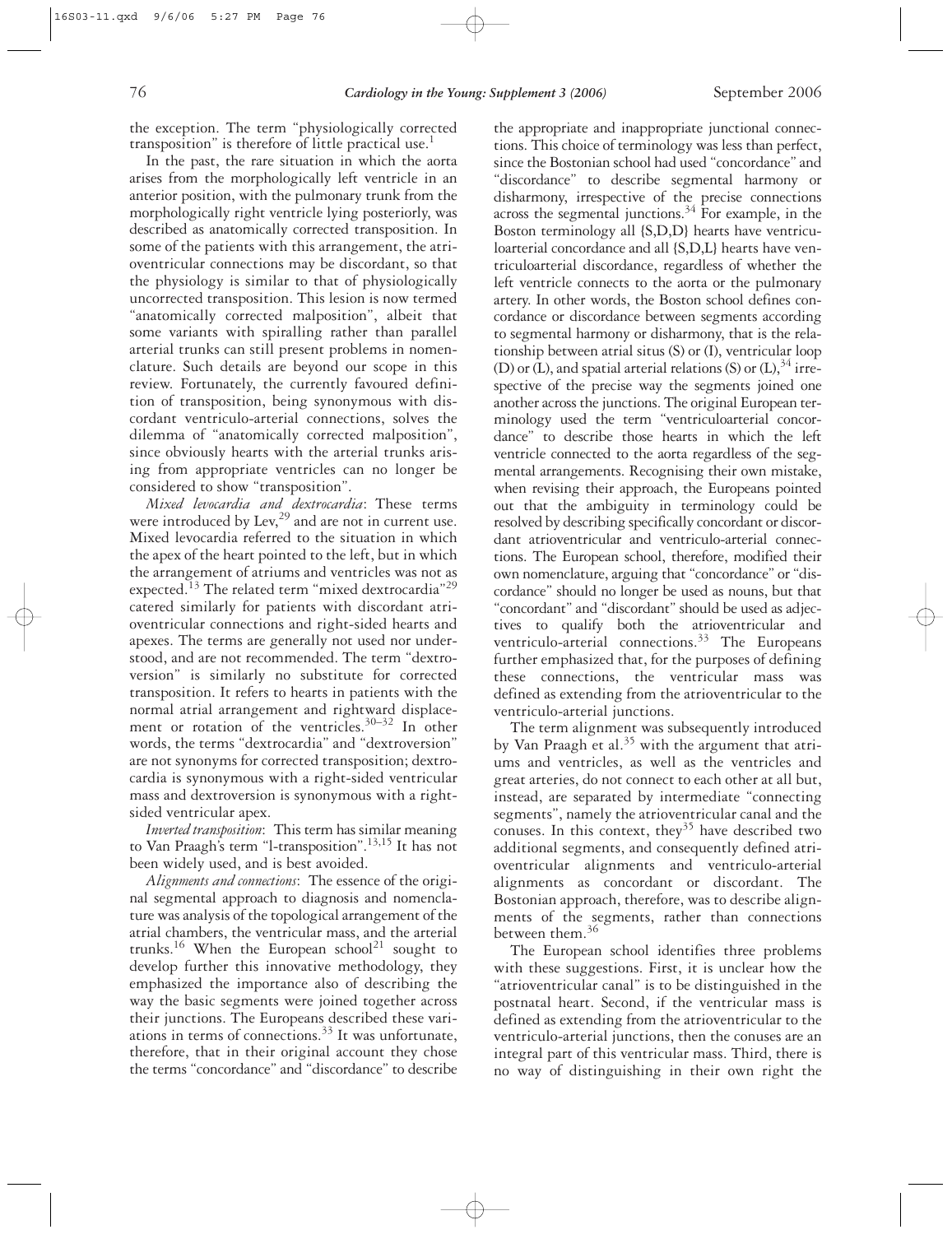the exception. The term "physiologically corrected transposition" is therefore of little practical use.[1]

In the past, the rare situation in which the aorta arises from the morphologically left ventricle in an anterior position, with the pulmonary trunk from the morphologically right ventricle lying posteriorly, was described as anatomically corrected transposition. In some of the patients with this arrangement, the atrioventricular connections may be discordant, so that the physiology is similar to that of physiologically uncorrected transposition. This lesion is now termed "anatomically corrected malposition", albeit that some variants with spiralling rather than parallel arterial trunks can still present problems in nomenclature. Such details are beyond our scope in this review. Fortunately, the currently favoured definition of transposition, being synonymous with discordant ventriculo-arterial connections, solves the dilemma of "anatomically corrected malposition", since obviously hearts with the arterial trunks arising from appropriate ventricles can no longer be considered to show "transposition".

*Mixed levocardia and dextrocardia*: These terms were introduced by Lev,[29] and are not in current use. Mixed levocardia referred to the situation in which the apex of the heart pointed to the left, but in which the arrangement of atriums and ventricles was not as expected.[13] The related term "mixed dextrocardia"[29] catered similarly for patients with discordant atrioventricular connections and right-sided hearts and apexes. The terms are generally not used nor understood, and are not recommended. The term "dextroversion" is similarly no substitute for corrected transposition. It refers to hearts in patients with the normal atrial arrangement and rightward displacement or rotation of the ventricles.[30–32] In other words, the terms "dextrocardia" and "dextroversion" are not synonyms for corrected transposition; dextrocardia is synonymous with a right-sided ventricular mass and dextroversion is synonymous with a right-sided ventricular apex.

*Inverted transposition*: This term has similar meaning to Van Praagh's term "l-transposition".[13,15] It has not been widely used, and is best avoided.

*Alignments and connections*: The essence of the original segmental approach to diagnosis and nomenclature was analysis of the topological arrangement of the atrial chambers, the ventricular mass, and the arterial trunks.[16] When the European school[21] sought to develop further this innovative methodology, they emphasized the importance also of describing the way the basic segments were joined together across their junctions. The Europeans described these variations in terms of connections.[33] It was unfortunate, therefore, that in their original account they chose the terms "concordance" and "discordance" to describe the appropriate and inappropriate junctional connections. This choice of terminology was less than perfect, since the Bostonian school had used "concordance" and "discordance" to describe segmental harmony or disharmony, irrespective of the precise connections across the segmental junctions.[34] For example, in the Boston terminology all {S,D,D} hearts have ventriculoarterial concordance and all {S,D,L} hearts have ventriculoarterial discordance, regardless of whether the left ventricle connects to the aorta or the pulmonary artery. In other words, the Boston school defines concordance or discordance between segments according to segmental harmony or disharmony, that is the relationship between atrial situs (S) or (I), ventricular loop (D) or (L), and spatial arterial relations (S) or (L),[34] irrespective of the precise way the segments joined one another across the junctions. The original European terminology used the term "ventriculoarterial concordance" to describe those hearts in which the left ventricle connected to the aorta regardless of the segmental arrangements. Recognising their own mistake, when revising their approach, the Europeans pointed out that the ambiguity in terminology could be resolved by describing specifically concordant or discordant atrioventricular and ventriculo-arterial connections. The European school, therefore, modified their own nomenclature, arguing that "concordance" or "discordance" should no longer be used as nouns, but that "concordant" and "discordant" should be used as adjectives to qualify both the atrioventricular and ventriculo-arterial connections.[33] The Europeans further emphasized that, for the purposes of defining these connections, the ventricular mass was defined as extending from the atrioventricular to the ventriculo-arterial junctions.

The term alignment was subsequently introduced by Van Praagh et al.[35] with the argument that atriums and ventricles, as well as the ventricles and great arteries, do not connect to each other at all but, instead, are separated by intermediate "connecting segments", namely the atrioventricular canal and the conuses. In this context, they[35] have described two additional segments, and consequently defined atrioventricular alignments and ventriculo-arterial alignments as concordant or discordant. The Bostonian approach, therefore, was to describe alignments of the segments, rather than connections between them.[36]

The European school identifies three problems with these suggestions. First, it is unclear how the "atrioventricular canal" is to be distinguished in the postnatal heart. Second, if the ventricular mass is defined as extending from the atrioventricular to the ventriculo-arterial junctions, then the conuses are an integral part of this ventricular mass. Third, there is no way of distinguishing in their own right the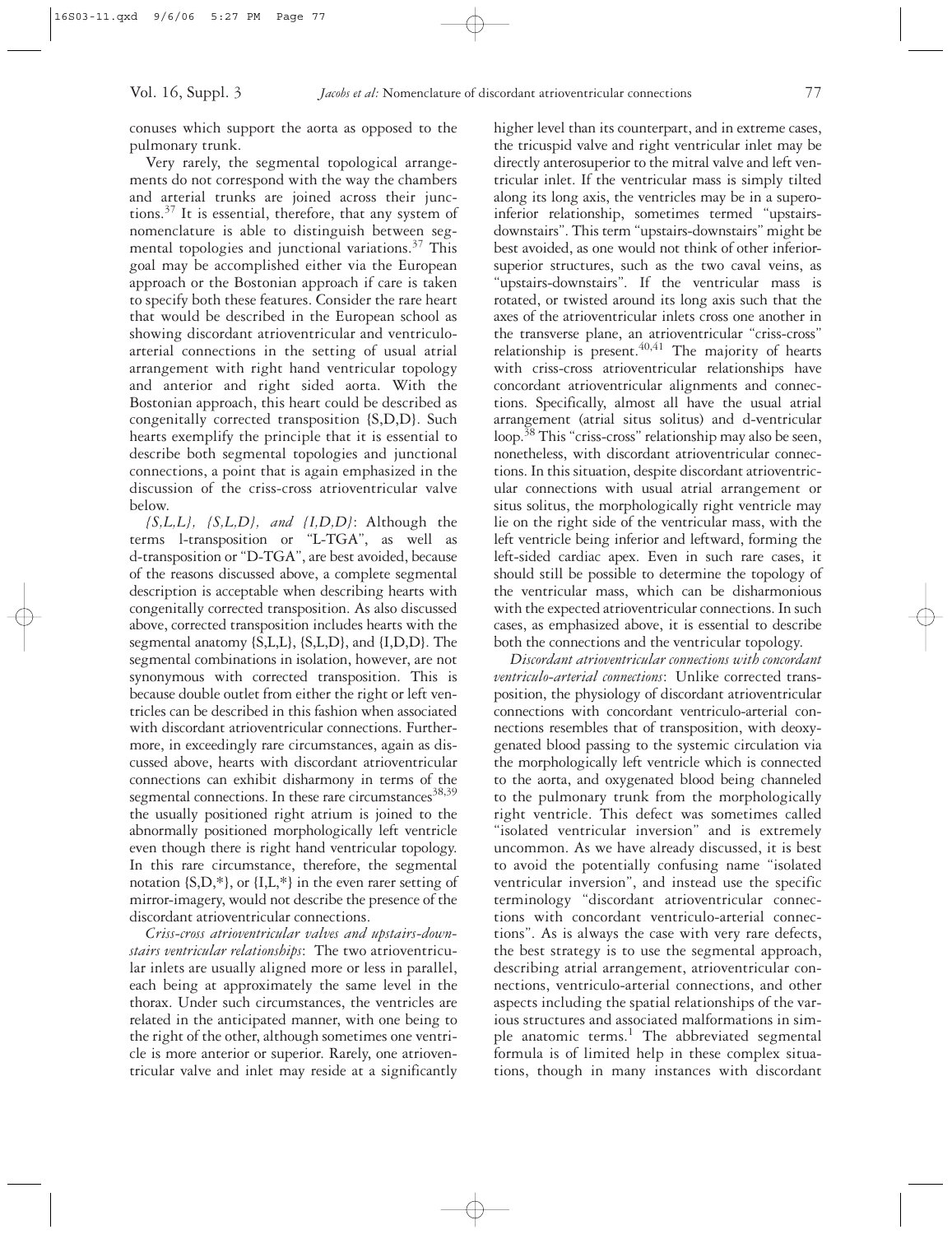conuses which support the aorta as opposed to the pulmonary trunk.

Very rarely, the segmental topological arrangements do not correspond with the way the chambers and arterial trunks are joined across their junctions.[37] It is essential, therefore, that any system of nomenclature is able to distinguish between segmental topologies and junctional variations.[37] This goal may be accomplished either via the European approach or the Bostonian approach if care is taken to specify both these features. Consider the rare heart that would be described in the European school as showing discordant atrioventricular and ventriculo-arterial connections in the setting of usual atrial arrangement with right hand ventricular topology and anterior and right sided aorta. With the Bostonian approach, this heart could be described as congenitally corrected transposition {S,D,D}. Such hearts exemplify the principle that it is essential to describe both segmental topologies and junctional connections, a point that is again emphasized in the discussion of the criss-cross atrioventricular valve below.

*{S,L,L}, {S,L,D}, and {I,D,D}*: Although the terms l-transposition or "L-TGA", as well as d-transposition or "D-TGA", are best avoided, because of the reasons discussed above, a complete segmental description is acceptable when describing hearts with congenitally corrected transposition. As also discussed above, corrected transposition includes hearts with the segmental anatomy {S,L,L}, {S,L,D}, and {I,D,D}. The segmental combinations in isolation, however, are not synonymous with corrected transposition. This is because double outlet from either the right or left ventricles can be described in this fashion when associated with discordant atrioventricular connections. Furthermore, in exceedingly rare circumstances, again as discussed above, hearts with discordant atrioventricular connections can exhibit disharmony in terms of the segmental connections. In these rare circumstances[38,39] the usually positioned right atrium is joined to the abnormally positioned morphologically left ventricle even though there is right hand ventricular topology. In this rare circumstance, therefore, the segmental notation {S,D,*}, or {I,L,*} in the even rarer setting of mirror-imagery, would not describe the presence of the discordant atrioventricular connections.

*Criss-cross atrioventricular valves and upstairs-downstairs ventricular relationships*: The two atrioventricular inlets are usually aligned more or less in parallel, each being at approximately the same level in the thorax. Under such circumstances, the ventricles are related in the anticipated manner, with one being to the right of the other, although sometimes one ventricle is more anterior or superior. Rarely, one atrioventricular valve and inlet may reside at a significantly higher level than its counterpart, and in extreme cases, the tricuspid valve and right ventricular inlet may be directly anterosuperior to the mitral valve and left ventricular inlet. If the ventricular mass is simply tilted along its long axis, the ventricles may be in a supero-inferior relationship, sometimes termed "upstairs-downstairs". This term "upstairs-downstairs" might be best avoided, as one would not think of other inferior-superior structures, such as the two caval veins, as "upstairs-downstairs". If the ventricular mass is rotated, or twisted around its long axis such that the axes of the atrioventricular inlets cross one another in the transverse plane, an atrioventricular "criss-cross" relationship is present.[40,41] The majority of hearts with criss-cross atrioventricular relationships have concordant atrioventricular alignments and connections. Specifically, almost all have the usual atrial arrangement (atrial situs solitus) and d-ventricular loop.[38] This "criss-cross" relationship may also be seen, nonetheless, with discordant atrioventricular connections. In this situation, despite discordant atrioventricular connections with usual atrial arrangement or situs solitus, the morphologically right ventricle may lie on the right side of the ventricular mass, with the left ventricle being inferior and leftward, forming the left-sided cardiac apex. Even in such rare cases, it should still be possible to determine the topology of the ventricular mass, which can be disharmonious with the expected atrioventricular connections. In such cases, as emphasized above, it is essential to describe both the connections and the ventricular topology.

*Discordant atrioventricular connections with concordant ventriculo-arterial connections*: Unlike corrected transposition, the physiology of discordant atrioventricular connections with concordant ventriculo-arterial connections resembles that of transposition, with deoxygenated blood passing to the systemic circulation via the morphologically left ventricle which is connected to the aorta, and oxygenated blood being channeled to the pulmonary trunk from the morphologically right ventricle. This defect was sometimes called "isolated ventricular inversion" and is extremely uncommon. As we have already discussed, it is best to avoid the potentially confusing name "isolated ventricular inversion", and instead use the specific terminology "discordant atrioventricular connections with concordant ventriculo-arterial connections". As is always the case with very rare defects, the best strategy is to use the segmental approach, describing atrial arrangement, atrioventricular connections, ventriculo-arterial connections, and other aspects including the spatial relationships of the various structures and associated malformations in simple anatomic terms.[1] The abbreviated segmental formula is of limited help in these complex situations, though in many instances with discordant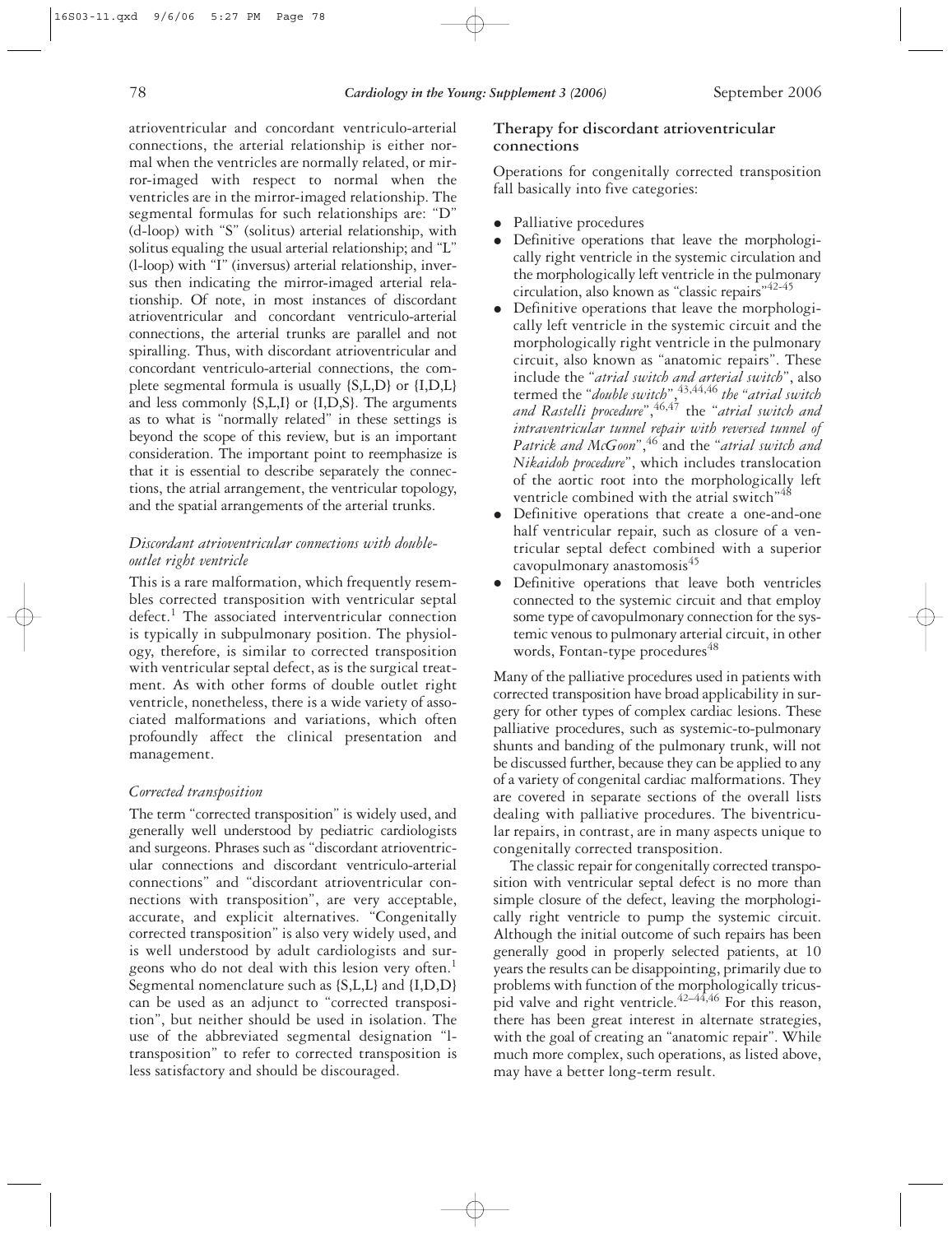atrioventricular and concordant ventriculo-arterial connections, the arterial relationship is either normal when the ventricles are normally related, or mirror-imaged with respect to normal when the ventricles are in the mirror-imaged relationship. The segmental formulas for such relationships are: "D" (d-loop) with "S" (solitus) arterial relationship, with solitus equaling the usual arterial relationship; and "L" (l-loop) with "I" (inversus) arterial relationship, inversus then indicating the mirror-imaged arterial relationship. Of note, in most instances of discordant atrioventricular and concordant ventriculo-arterial connections, the arterial trunks are parallel and not spiralling. Thus, with discordant atrioventricular and concordant ventriculo-arterial connections, the complete segmental formula is usually {S,L,D} or {I,D,L} and less commonly {S,L,I} or {I,D,S}. The arguments as to what is "normally related" in these settings is beyond the scope of this review, but is an important consideration. The important point to reemphasize is that it is essential to describe separately the connections, the atrial arrangement, the ventricular topology, and the spatial arrangements of the arterial trunks.

### *Discordant atrioventricular connections with double-outlet right ventricle*

This is a rare malformation, which frequently resembles corrected transposition with ventricular septal defect.[1] The associated interventricular connection is typically in subpulmonary position. The physiology, therefore, is similar to corrected transposition with ventricular septal defect, as is the surgical treatment. As with other forms of double outlet right ventricle, nonetheless, there is a wide variety of associated malformations and variations, which often profoundly affect the clinical presentation and management.

### *Corrected transposition*

The term "corrected transposition" is widely used, and generally well understood by pediatric cardiologists and surgeons. Phrases such as "discordant atrioventricular connections and discordant ventriculo-arterial connections" and "discordant atrioventricular connections with transposition", are very acceptable, accurate, and explicit alternatives. "Congenitally corrected transposition" is also very widely used, and is well understood by adult cardiologists and surgeons who do not deal with this lesion very often.[1] Segmental nomenclature such as {S,L,L} and {I,D,D} can be used as an adjunct to "corrected transposition", but neither should be used in isolation. The use of the abbreviated segmental designation "l-transposition" to refer to corrected transposition is less satisfactory and should be discouraged.

## Therapy for discordant atrioventricular connections

Operations for congenitally corrected transposition fall basically into five categories:

- Palliative procedures
- Definitive operations that leave the morphologically right ventricle in the systemic circulation and the morphologically left ventricle in the pulmonary circulation, also known as "classic repairs"[42-45]
- Definitive operations that leave the morphologically left ventricle in the systemic circuit and the morphologically right ventricle in the pulmonary circuit, also known as "anatomic repairs". These include the "*atrial switch and arterial switch*", also termed the "*double switch*",[43,44,46] *the "atrial switch and Rastelli procedure*",[46,47] the "*atrial switch and intraventricular tunnel repair with reversed tunnel of Patrick and McGoon*",[46] and the "*atrial switch and Nikaidoh procedure*", which includes translocation of the aortic root into the morphologically left ventricle combined with the atrial switch"[48]
- Definitive operations that create a one-and-one half ventricular repair, such as closure of a ventricular septal defect combined with a superior cavopulmonary anastomosis[45]
- Definitive operations that leave both ventricles connected to the systemic circuit and that employ some type of cavopulmonary connection for the systemic venous to pulmonary arterial circuit, in other words, Fontan-type procedures[48]

Many of the palliative procedures used in patients with corrected transposition have broad applicability in surgery for other types of complex cardiac lesions. These palliative procedures, such as systemic-to-pulmonary shunts and banding of the pulmonary trunk, will not be discussed further, because they can be applied to any of a variety of congenital cardiac malformations. They are covered in separate sections of the overall lists dealing with palliative procedures. The biventricular repairs, in contrast, are in many aspects unique to congenitally corrected transposition.

The classic repair for congenitally corrected transposition with ventricular septal defect is no more than simple closure of the defect, leaving the morphologically right ventricle to pump the systemic circuit. Although the initial outcome of such repairs has been generally good in properly selected patients, at 10 years the results can be disappointing, primarily due to problems with function of the morphologically tricuspid valve and right ventricle.[42–44,46] For this reason, there has been great interest in alternate strategies, with the goal of creating an "anatomic repair". While much more complex, such operations, as listed above, may have a better long-term result.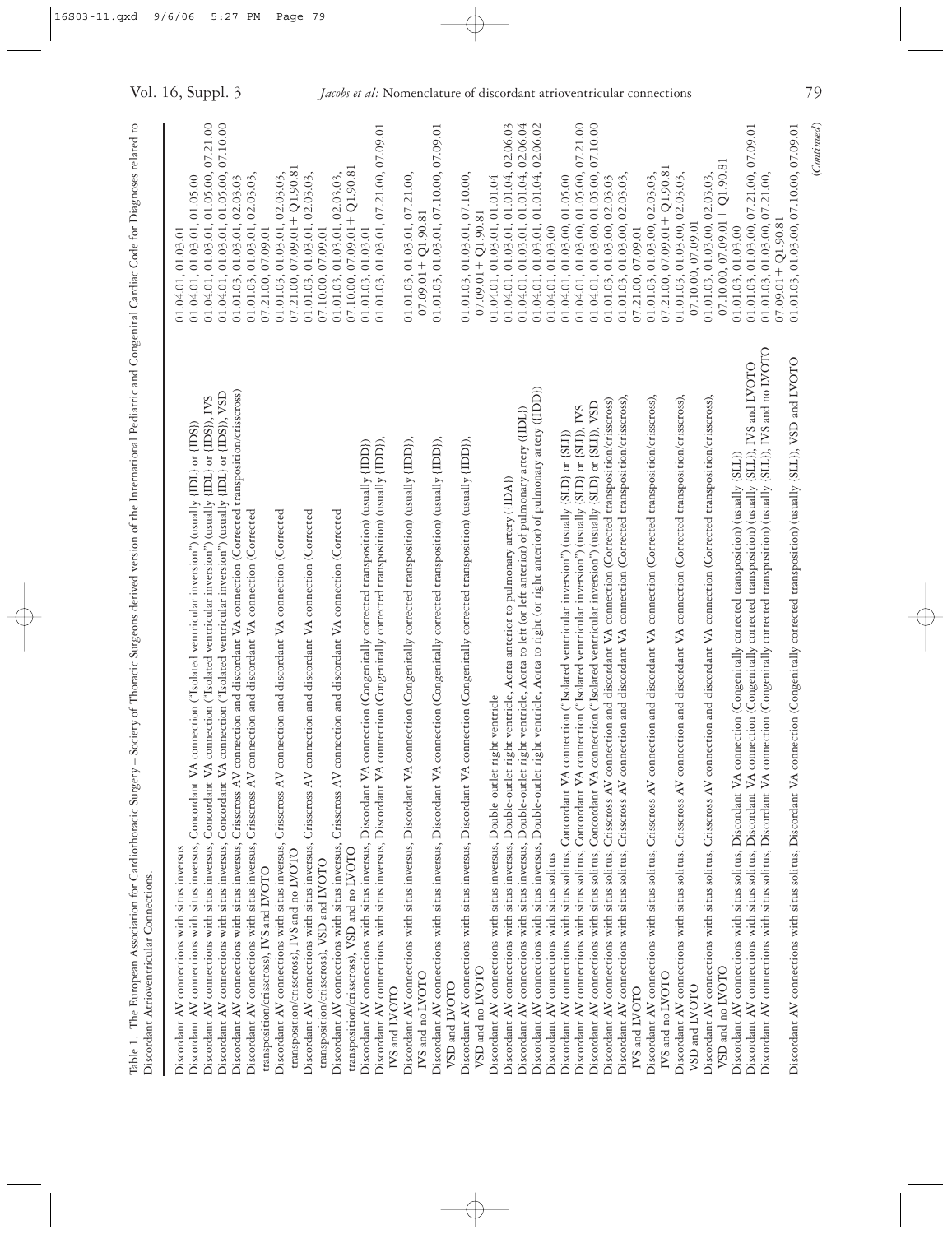Table 1. The European Association for Cardiothoracic Surgery – Society of Thoracic Surgeons derived version of the International Pediatric and Congenital Cardiac Code for Diagnoses related to Discordant Atrioventricular Connections.

| Diagnosis | Codes |
|---|---|
| Discordant AV connections with situs inversus | 01.04.01, 01.03.01 |
| Discordant AV connections with situs inversus, Concordant VA connection ("Isolated ventricular inversion") (usually {IDL} or {IDS}) | 01.04.01, 01.03.01, 01.05.00 |
| Discordant AV connections with situs inversus, Concordant VA connection ("Isolated ventricular inversion") (usually {IDL} or {IDS}), IVS | 01.04.01, 01.03.01, 01.05.00, 07.21.00 |
| Discordant AV connections with situs inversus, Concordant VA connection ("Isolated ventricular inversion") (usually {IDL} or {IDS}), VSD | 01.04.01, 01.03.01, 01.05.00, 07.10.00 |
| Discordant AV connections with situs inversus, Crisscross AV connection and discordant VA connection (Corrected transposition/crisscross) | 01.01.03, 01.03.01, 02.03.03 |
| Discordant AV connections with situs inversus, Crisscross AV connection and discordant VA connection (Corrected transposition/crisscross), IVS and LVOTO | 01.01.03, 01.03.01, 02.03.03, 07.21.00, 07.09.01 |
| Discordant AV connections with situs inversus, Crisscross AV connection and discordant VA connection (Corrected transposition/crisscross), IVS and no LVOTO | 01.01.03, 01.03.01, 02.03.03, 07.21.00, 07.09.01+ Q1.90.81 |
| Discordant AV connections with situs inversus, Crisscross AV connection and discordant VA connection (Corrected transposition/crisscross), VSD and LVOTO | 01.01.03, 01.03.01, 02.03.03, 07.10.00, 07.09.01 |
| Discordant AV connections with situs inversus, Crisscross AV connection and discordant VA connection (Corrected transposition/crisscross), VSD and no LVOTO | 01.01.03, 01.03.01, 02.03.03, 07.10.00, 07.09.01+ Q1.90.81 |
| Discordant AV connections with situs inversus, Discordant VA connection (Congenitally corrected transposition) (usually {IDD}) | 01.01.03, 01.03.01 |
| Discordant AV connections with situs inversus, Discordant VA connection (Congenitally corrected transposition) (usually {IDD}), IVS and LVOTO | 01.01.03, 01.03.01, 07.21.00, 07.09.01 |
| Discordant AV connections with situs inversus, Discordant VA connection (Congenitally corrected transposition) (usually {IDD}), IVS and no LVOTO | 01.01.03, 01.03.01, 07.21.00, 07.09.01+ Q1.90.81 |
| Discordant AV connections with situs inversus, Discordant VA connection (Congenitally corrected transposition) (usually {IDD}), VSD and LVOTO | 01.01.03, 01.03.01, 07.10.00, 07.09.01 |
| Discordant AV connections with situs inversus, Discordant VA connection (Congenitally corrected transposition) (usually {IDD}), VSD and no LVOTO | 01.01.03, 01.03.01, 07.10.00, 07.09.01+ Q1.90.81 |
| Discordant AV connections with situs inversus, Double-outlet right ventricle | 01.04.01, 01.03.01, 01.01.04 |
| Discordant AV connections with situs inversus, Double-outlet right ventricle, Aorta anterior to pulmonary artery ({IDA}) | 01.04.01, 01.03.01, 01.01.04, 02.06.03 |
| Discordant AV connections with situs inversus, Double-outlet right ventricle, Aorta to left (or left anterior) of pulmonary artery ({IDL}) | 01.04.01, 01.03.01, 01.01.04, 02.06.04 |
| Discordant AV connections with situs inversus, Double-outlet right ventricle, Aorta to right (or right anterior) of pulmonary artery ({IDD}) | 01.04.01, 01.03.01, 01.01.04, 02.06.02 |
| Discordant AV connections with situs solitus | 01.04.01, 01.03.00 |
| Discordant AV connections with situs solitus, Concordant VA connection ("Isolated ventricular inversion") (usually {SLD} or {SLI}) | 01.04.01, 01.03.00, 01.05.00 |
| Discordant AV connections with situs solitus, Concordant VA connection ("Isolated ventricular inversion") (usually {SLD} or {SLI}), IVS | 01.04.01, 01.03.00, 01.05.00, 07.21.00 |
| Discordant AV connections with situs solitus, Concordant VA connection ("Isolated ventricular inversion") (usually {SLD} or {SLI}), VSD | 01.04.01, 01.03.00, 01.05.00, 07.10.00 |
| Discordant AV connections with situs solitus, Crisscross AV connection and discordant VA connection (Corrected transposition/crisscross) | 01.01.03, 01.03.00, 02.03.03 |
| Discordant AV connections with situs solitus, Crisscross AV connection and discordant VA connection (Corrected transposition/crisscross), IVS and LVOTO | 01.01.03, 01.03.00, 02.03.03, 07.21.00, 07.09.01 |
| Discordant AV connections with situs solitus, Crisscross AV connection and discordant VA connection (Corrected transposition/crisscross), IVS and no LVOTO | 01.01.03, 01.03.00, 02.03.03, 07.21.00, 07.09.01+ Q1.90.81 |
| Discordant AV connections with situs solitus, Crisscross AV connection and discordant VA connection (Corrected transposition/crisscross), VSD and LVOTO | 01.01.03, 01.03.00, 02.03.03, 07.10.00, 07.09.01 |
| Discordant AV connections with situs solitus, Crisscross AV connection and discordant VA connection (Corrected transposition/crisscross), VSD and no LVOTO | 01.01.03, 01.03.00, 02.03.03, 07.10.00, 07.09.01+ Q1.90.81 |
| Discordant AV connections with situs solitus, Discordant VA connection (Congenitally corrected transposition) (usually {SLL}) | 01.01.03, 01.03.00 |
| Discordant AV connections with situs solitus, Discordant VA connection (Congenitally corrected transposition) (usually {SLL}), IVS and LVOTO | 01.01.03, 01.03.00, 07.21.00, 07.09.01 |
| Discordant AV connections with situs solitus, Discordant VA connection (Congenitally corrected transposition) (usually {SLL}), IVS and no LVOTO | 01.01.03, 01.03.00, 07.21.00, 07.09.01+ Q1.90.81 |
| Discordant AV connections with situs solitus, Discordant VA connection (Congenitally corrected transposition) (usually {SLL}), VSD and LVOTO | 01.01.03, 01.03.00, 07.10.00, 07.09.01 |

(*Continued*)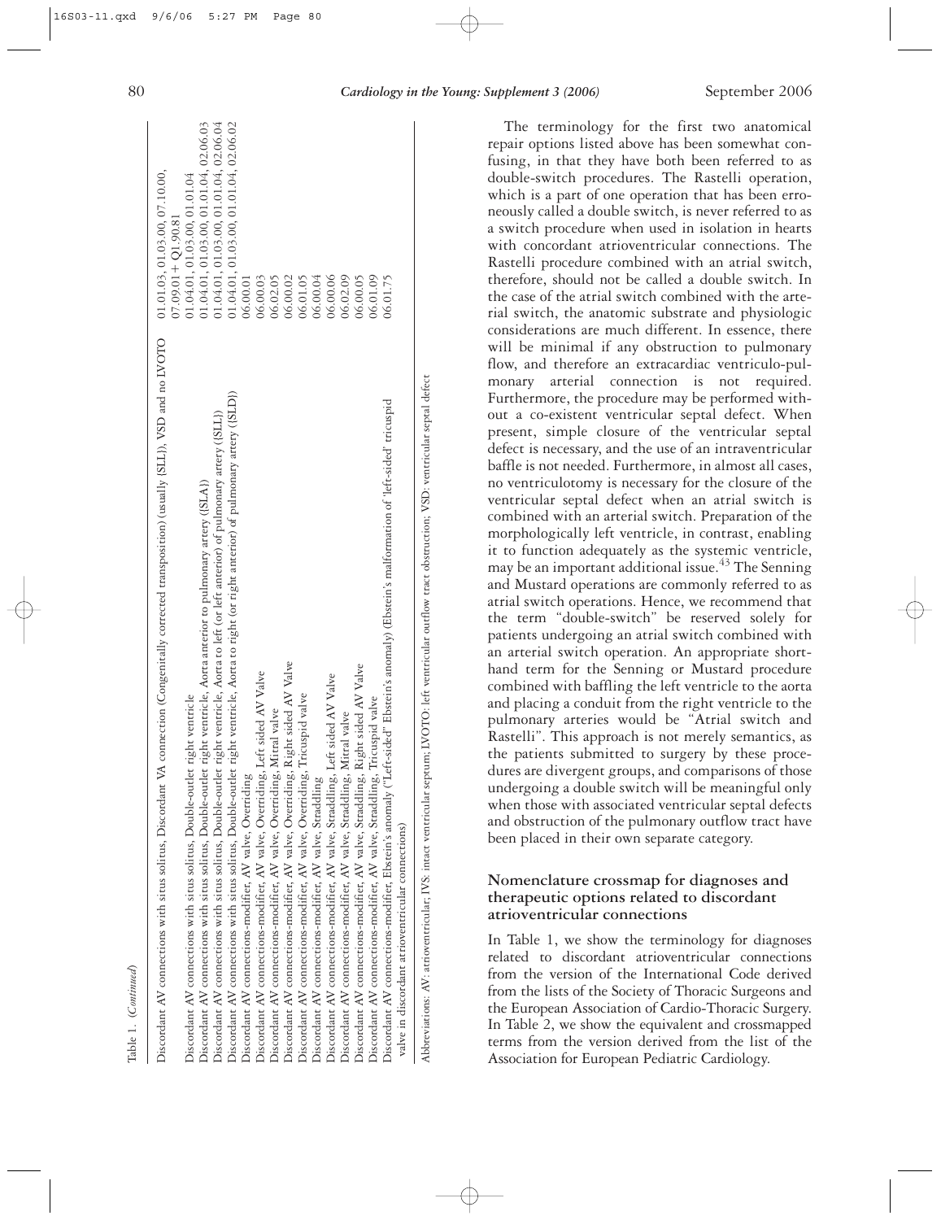Table 1. (*Continued*)

| | |
|---|---|
| Discordant AV connections with situs solitus, Discordant VA connection (Congenitally corrected transposition) (usually {SLL}), VSD and no LVOTO | 01.01.03, 01.03.00, 07.10.00, 07.09.01 + Q1.90.81 |
| Discordant AV connections with situs solitus, Double-outlet right ventricle | 01.04.01, 01.03.00, 01.01.04 |
| Discordant AV connections with situs solitus, Double-outlet right ventricle, Aorta anterior to pulmonary artery ({SLA}) | 01.04.01, 01.03.00, 01.01.04, 02.06.03 |
| Discordant AV connections with situs solitus, Double-outlet right ventricle, Aorta to left (or left anterior) of pulmonary artery ({SLL}) | 01.04.01, 01.03.00, 01.01.04, 02.06.04 |
| Discordant AV connections with situs solitus, Double-outlet right ventricle, Aorta to right (or right anterior) of pulmonary artery ({SLD}) | 01.04.01, 01.03.00, 01.01.04, 02.06.02 |
| Discordant AV connections-modifier, AV valve, Overriding | 06.00.01 |
| Discordant AV connections-modifier, AV valve, Overriding, Left sided AV Valve | 06.00.03 |
| Discordant AV connections-modifier, AV valve, Overriding, Mitral valve | 06.02.05 |
| Discordant AV connections-modifier, AV valve, Overriding, Right sided AV Valve | 06.00.02 |
| Discordant AV connections-modifier, AV valve, Overriding, Tricuspid valve | 06.01.05 |
| Discordant AV connections-modifier, AV valve, Straddling | 06.00.04 |
| Discordant AV connections-modifier, AV valve, Straddling, Left sided AV Valve | 06.00.06 |
| Discordant AV connections-modifier, AV valve, Straddling, Mitral valve | 06.02.09 |
| Discordant AV connections-modifier, AV valve, Straddling, Right sided AV Valve | 06.00.05 |
| Discordant AV connections-modifier, AV valve, Straddling, Tricuspid valve | 06.01.09 |
| Discordant AV connections-modifier, Ebstein's anomaly ("Left-sided" Ebstein's anomaly) (Ebstein's malformation of 'left-sided' tricuspid valve in discordant atrioventricular connections) | 06.01.75 |

Abbreviations: AV: atrioventricular; IVS: intact ventricular septum; LVOTO: left ventricular outflow tract obstruction; VSD: ventricular septal defect

The terminology for the first two anatomical repair options listed above has been somewhat confusing, in that they have both been referred to as double-switch procedures. The Rastelli operation, which is a part of one operation that has been erroneously called a double switch, is never referred to as a switch procedure when used in isolation in hearts with concordant atrioventricular connections. The Rastelli procedure combined with an atrial switch, therefore, should not be called a double switch. In the case of the atrial switch combined with the arterial switch, the anatomic substrate and physiologic considerations are much different. In essence, there will be minimal if any obstruction to pulmonary flow, and therefore an extracardiac ventriculo-pulmonary arterial connection is not required. Furthermore, the procedure may be performed without a co-existent ventricular septal defect. When present, simple closure of the ventricular septal defect is necessary, and the use of an intraventricular baffle is not needed. Furthermore, in almost all cases, no ventriculotomy is necessary for the closure of the ventricular septal defect when an atrial switch is combined with an arterial switch. Preparation of the morphologically left ventricle, in contrast, enabling it to function adequately as the systemic ventricle, may be an important additional issue.[43] The Senning and Mustard operations are commonly referred to as atrial switch operations. Hence, we recommend that the term "double-switch" be reserved solely for patients undergoing an atrial switch combined with an arterial switch operation. An appropriate shorthand term for the Senning or Mustard procedure combined with baffling the left ventricle to the aorta and placing a conduit from the right ventricle to the pulmonary arteries would be "Atrial switch and Rastelli". This approach is not merely semantics, as the patients submitted to surgery by these procedures are divergent groups, and comparisons of those undergoing a double switch will be meaningful only when those with associated ventricular septal defects and obstruction of the pulmonary outflow tract have been placed in their own separate category.

## Nomenclature crossmap for diagnoses and therapeutic options related to discordant atrioventricular connections

In Table 1, we show the terminology for diagnoses related to discordant atrioventricular connections from the version of the International Code derived from the lists of the Society of Thoracic Surgeons and the European Association of Cardio-Thoracic Surgery. In Table 2, we show the equivalent and crossmapped terms from the version derived from the list of the Association for European Pediatric Cardiology.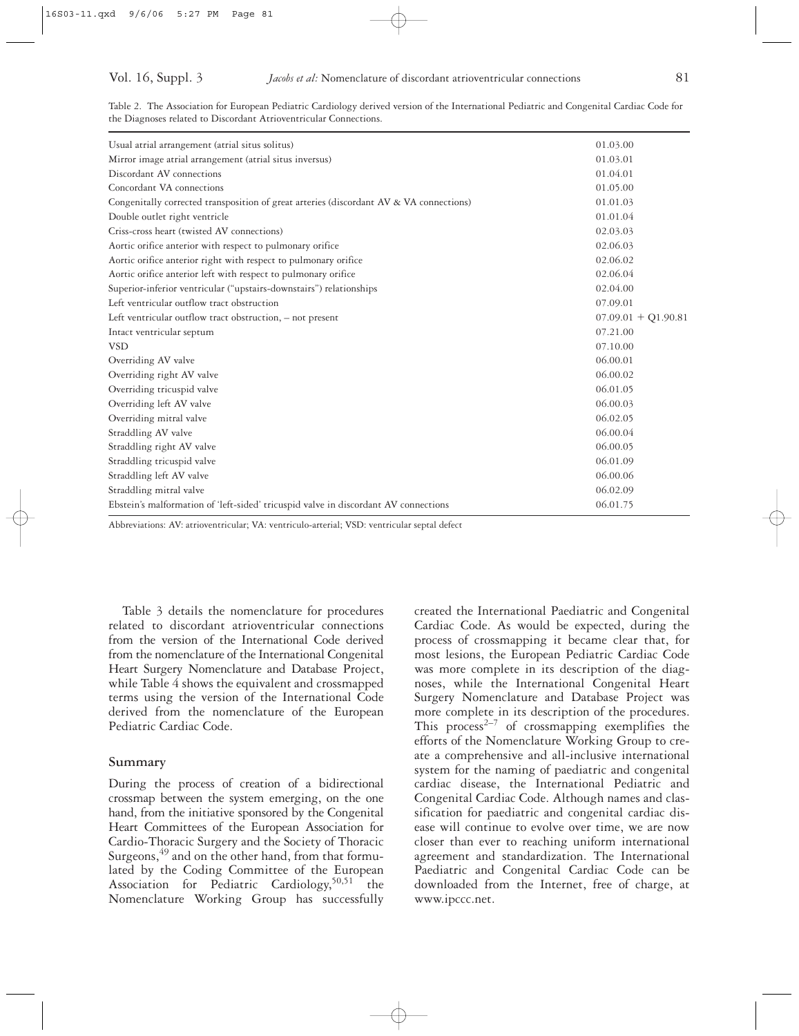Table 2. The Association for European Pediatric Cardiology derived version of the International Pediatric and Congenital Cardiac Code for the Diagnoses related to Discordant Atrioventricular Connections.

| | |
|---|---|
| Usual atrial arrangement (atrial situs solitus) | 01.03.00 |
| Mirror image atrial arrangement (atrial situs inversus) | 01.03.01 |
| Discordant AV connections | 01.04.01 |
| Concordant VA connections | 01.05.00 |
| Congenitally corrected transposition of great arteries (discordant AV & VA connections) | 01.01.03 |
| Double outlet right ventricle | 01.01.04 |
| Criss-cross heart (twisted AV connections) | 02.03.03 |
| Aortic orifice anterior with respect to pulmonary orifice | 02.06.03 |
| Aortic orifice anterior right with respect to pulmonary orifice | 02.06.02 |
| Aortic orifice anterior left with respect to pulmonary orifice | 02.06.04 |
| Superior-inferior ventricular ("upstairs-downstairs") relationships | 02.04.00 |
| Left ventricular outflow tract obstruction | 07.09.01 |
| Left ventricular outflow tract obstruction, – not present | 07.09.01 + Q1.90.81 |
| Intact ventricular septum | 07.21.00 |
| VSD | 07.10.00 |
| Overriding AV valve | 06.00.01 |
| Overriding right AV valve | 06.00.02 |
| Overriding tricuspid valve | 06.01.05 |
| Overriding left AV valve | 06.00.03 |
| Overriding mitral valve | 06.02.05 |
| Straddling AV valve | 06.00.04 |
| Straddling right AV valve | 06.00.05 |
| Straddling tricuspid valve | 06.01.09 |
| Straddling left AV valve | 06.00.06 |
| Straddling mitral valve | 06.02.09 |
| Ebstein's malformation of 'left-sided' tricuspid valve in discordant AV connections | 06.01.75 |

Abbreviations: AV: atrioventricular; VA: ventriculo-arterial; VSD: ventricular septal defect

Table 3 details the nomenclature for procedures related to discordant atrioventricular connections from the version of the International Code derived from the nomenclature of the International Congenital Heart Surgery Nomenclature and Database Project, while Table 4 shows the equivalent and crossmapped terms using the version of the International Code derived from the nomenclature of the European Pediatric Cardiac Code.

## Summary

During the process of creation of a bidirectional crossmap between the system emerging, on the one hand, from the initiative sponsored by the Congenital Heart Committees of the European Association for Cardio-Thoracic Surgery and the Society of Thoracic Surgeons,[49] and on the other hand, from that formulated by the Coding Committee of the European Association for Pediatric Cardiology,[50,51] the Nomenclature Working Group has successfully created the International Paediatric and Congenital Cardiac Code. As would be expected, during the process of crossmapping it became clear that, for most lesions, the European Pediatric Cardiac Code was more complete in its description of the diagnoses, while the International Congenital Heart Surgery Nomenclature and Database Project was more complete in its description of the procedures. This process[2–7] of crossmapping exemplifies the efforts of the Nomenclature Working Group to create a comprehensive and all-inclusive international system for the naming of paediatric and congenital cardiac disease, the International Pediatric and Congenital Cardiac Code. Although names and classification for paediatric and congenital cardiac disease will continue to evolve over time, we are now closer than ever to reaching uniform international agreement and standardization. The International Paediatric and Congenital Cardiac Code can be downloaded from the Internet, free of charge, at www.ipccc.net.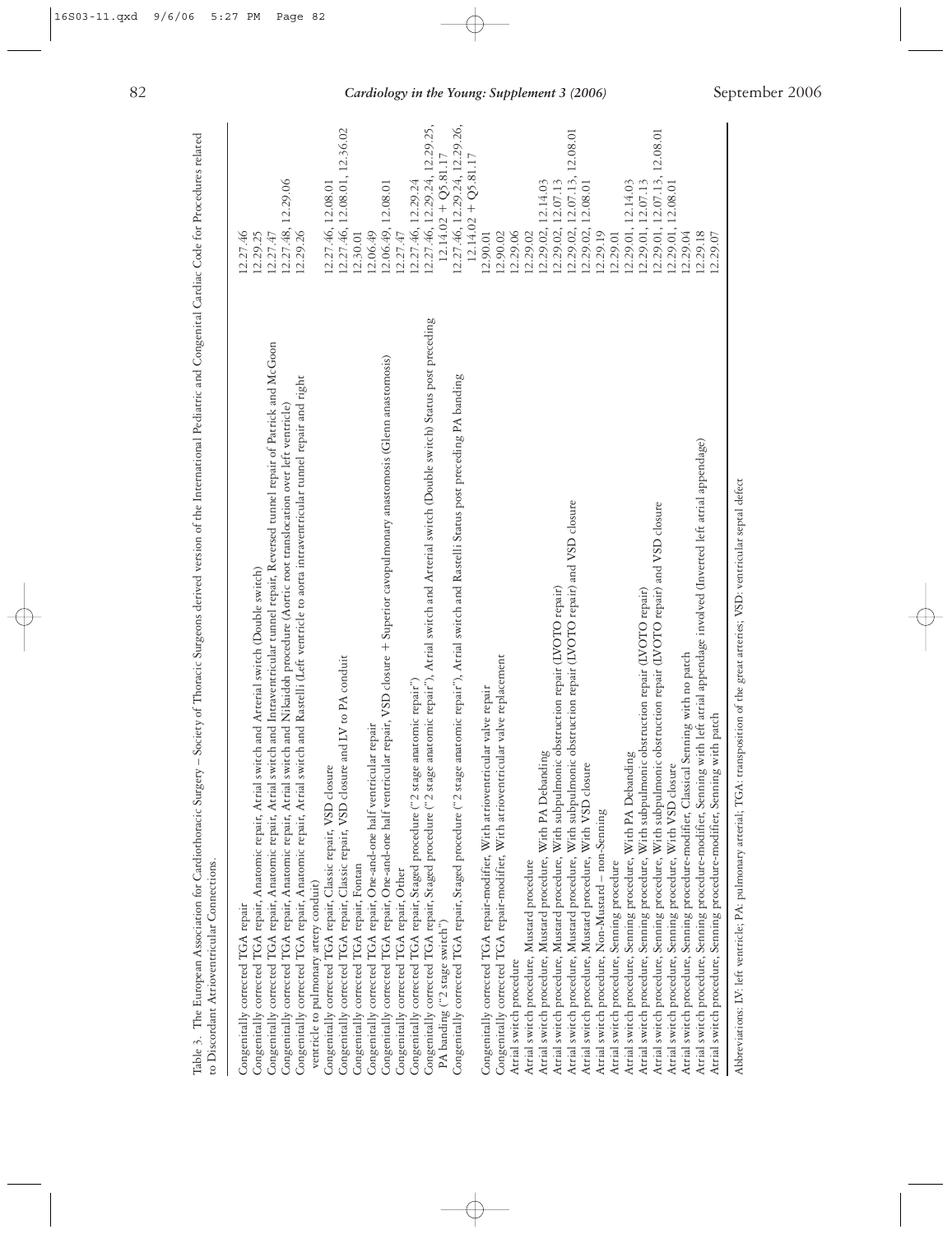Table 3. The European Association for Cardiothoracic Surgery – Society of Thoracic Surgeons derived version of the International Pediatric and Congenital Cardiac Code for Procedures related to Discordant Atrioventricular Connections.

| Procedure | Code |
|---|---|
| Congenitally corrected TGA repair | 12.27.46 |
| Congenitally corrected TGA repair, Anatomic repair, Atrial switch and Arterial switch (Double switch) | 12.29.25 |
| Congenitally corrected TGA repair, Anatomic repair, Atrial switch and Intraventricular tunnel repair, Reversed tunnel repair of Patrick and McGoon | 12.27.47 |
| Congenitally corrected TGA repair, Anatomic repair, Atrial switch and Nikaidoh procedure (Aortic root translocation over left ventricle) | 12.27.48, 12.29.06 |
| Congenitally corrected TGA repair, Anatomic repair, Atrial switch and Rastelli (Left ventricle to aorta intraventricular tunnel repair and right ventricle to pulmonary artery conduit) | 12.29.26 |
| Congenitally corrected TGA repair, Classic repair, VSD closure | 12.27.46, 12.08.01 |
| Congenitally corrected TGA repair, Classic repair, VSD closure and LV to PA conduit | 12.27.46, 12.08.01, 12.36.02 |
| Congenitally corrected TGA repair, Fontan | 12.30.01 |
| Congenitally corrected TGA repair, One-and-one half ventricular repair | 12.06.49 |
| Congenitally corrected TGA repair, One-and-one half ventricular repair, VSD closure + Superior cavopulmonary anastomosis (Glenn anastomosis) | 12.06.49, 12.08.01 |
| Congenitally corrected TGA repair, Other | 12.27.47 |
| Congenitally corrected TGA repair, Staged procedure ("2 stage anatomic repair") | 12.27.46, 12.29.24 |
| Congenitally corrected TGA repair, Staged procedure ("2 stage anatomic repair"), Atrial switch and Arterial switch (Double switch) Status post preceding PA banding ("2 stage switch") | 12.27.46, 12.29.24, 12.29.25, 12.14.02 + Q5.81.17 |
| Congenitally corrected TGA repair, Staged procedure ("2 stage anatomic repair"), Atrial switch and Rastelli Status post preceding PA banding | 12.27.46, 12.29.24, 12.29.26, 12.14.02 + Q5.81.17 |
| Congenitally corrected TGA repair-modifier, With atrioventricular valve repair | 12.90.01 |
| Congenitally corrected TGA repair-modifier, With atrioventricular valve replacement | 12.90.02 |
| Atrial switch procedure | 12.29.06 |
| Atrial switch procedure, Mustard procedure | 12.29.02 |
| Atrial switch procedure, Mustard procedure, With PA Debanding | 12.29.02, 12.14.03 |
| Atrial switch procedure, Mustard procedure, With subpulmonic obstruction repair (LVOTO repair) | 12.29.02, 12.07.13 |
| Atrial switch procedure, Mustard procedure, With subpulmonic obstruction repair (LVOTO repair) and VSD closure | 12.29.02, 12.07.13, 12.08.01 |
| Atrial switch procedure, Mustard procedure, With VSD closure | 12.29.02, 12.08.01 |
| Atrial switch procedure, Non-Mustard – non-Senning | 12.29.19 |
| Atrial switch procedure, Senning procedure | 12.29.01 |
| Atrial switch procedure, Senning procedure, With PA Debanding | 12.29.01, 12.14.03 |
| Atrial switch procedure, Senning procedure, With subpulmonic obstruction repair (LVOTO repair) | 12.29.01, 12.07.13 |
| Atrial switch procedure, Senning procedure, With subpulmonic obstruction repair (LVOTO repair) and VSD closure | 12.29.01, 12.07.13, 12.08.01 |
| Atrial switch procedure, Senning procedure, With VSD closure | 12.29.01, 12.08.01 |
| Atrial switch procedure, Senning procedure-modifier, Classical Senning with no patch | 12.29.04 |
| Atrial switch procedure, Senning procedure-modifier, Senning with left atrial appendage involved (Inverted left atrial appendage) | 12.29.18 |
| Atrial switch procedure, Senning procedure-modifier, Senning with patch | 12.29.07 |

Abbreviations: LV: left ventricle; PA: pulmonary arterial; TGA: transposition of the great arteries; VSD: ventricular septal defect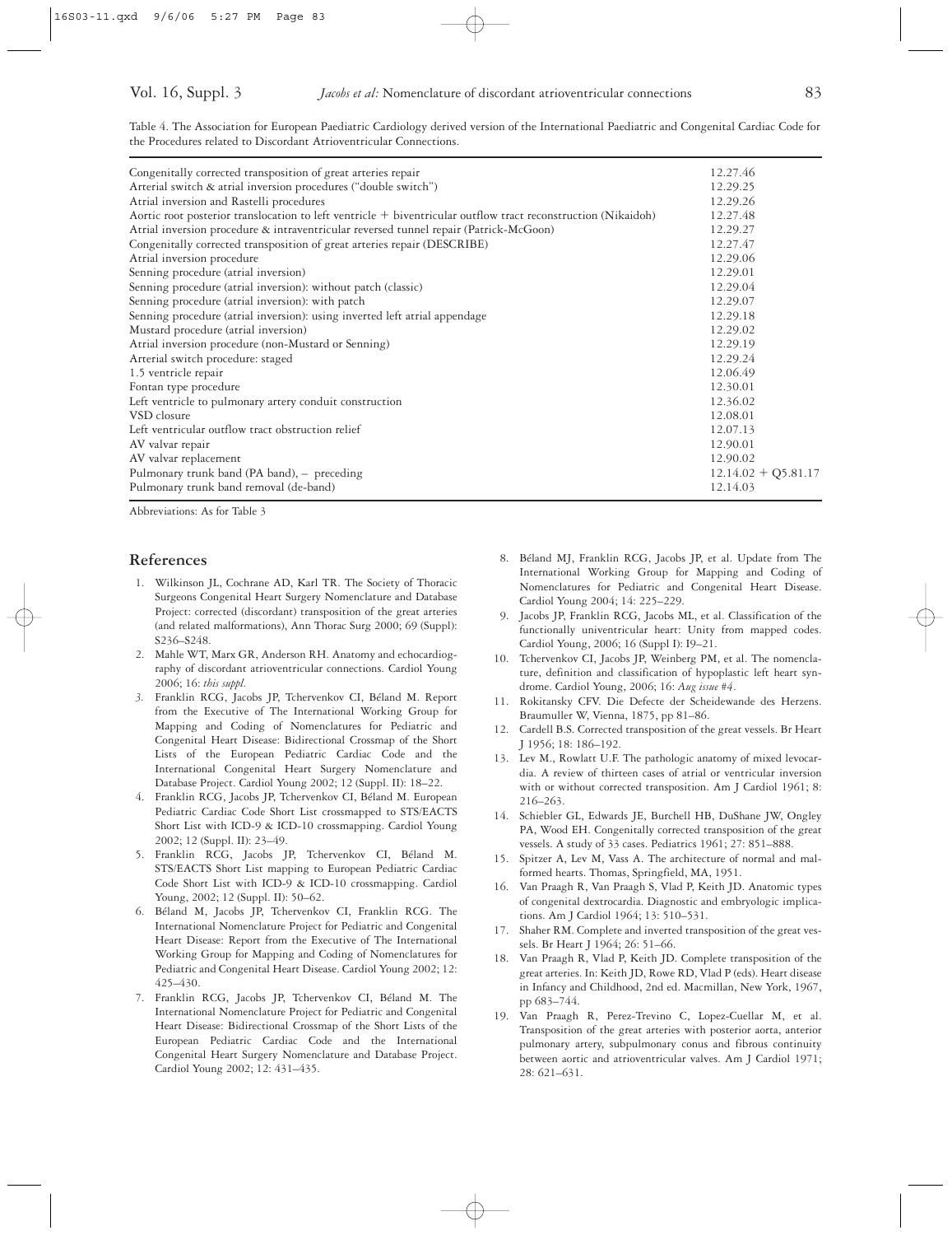Table 4. The Association for European Paediatric Cardiology derived version of the International Paediatric and Congenital Cardiac Code for the Procedures related to Discordant Atrioventricular Connections.

| | |
|---|---|
| Congenitally corrected transposition of great arteries repair | 12.27.46 |
| Arterial switch & atrial inversion procedures ("double switch") | 12.29.25 |
| Atrial inversion and Rastelli procedures | 12.29.26 |
| Aortic root posterior translocation to left ventricle + biventricular outflow tract reconstruction (Nikaidoh) | 12.27.48 |
| Atrial inversion procedure & intraventricular reversed tunnel repair (Patrick-McGoon) | 12.29.27 |
| Congenitally corrected transposition of great arteries repair (DESCRIBE) | 12.27.47 |
| Atrial inversion procedure | 12.29.06 |
| Senning procedure (atrial inversion) | 12.29.01 |
| Senning procedure (atrial inversion): without patch (classic) | 12.29.04 |
| Senning procedure (atrial inversion): with patch | 12.29.07 |
| Senning procedure (atrial inversion): using inverted left atrial appendage | 12.29.18 |
| Mustard procedure (atrial inversion) | 12.29.02 |
| Atrial inversion procedure (non-Mustard or Senning) | 12.29.19 |
| Arterial switch procedure: staged | 12.29.24 |
| 1.5 ventricle repair | 12.06.49 |
| Fontan type procedure | 12.30.01 |
| Left ventricle to pulmonary artery conduit construction | 12.36.02 |
| VSD closure | 12.08.01 |
| Left ventricular outflow tract obstruction relief | 12.07.13 |
| AV valvar repair | 12.90.01 |
| AV valvar replacement | 12.90.02 |
| Pulmonary trunk band (PA band), – preceding | 12.14.02 + Q5.81.17 |
| Pulmonary trunk band removal (de-band) | 12.14.03 |

Abbreviations: As for Table 3

## References

1. Wilkinson JL, Cochrane AD, Karl TR. The Society of Thoracic Surgeons Congenital Heart Surgery Nomenclature and Database Project: corrected (discordant) transposition of the great arteries (and related malformations), Ann Thorac Surg 2000; 69 (Suppl): S236–S248.
2. Mahle WT, Marx GR, Anderson RH. Anatomy and echocardiography of discordant atrioventricular connections. Cardiol Young 2006; 16: *this suppl*.
3. Franklin RCG, Jacobs JP, Tchervenkov CI, Béland M. Report from the Executive of The International Working Group for Mapping and Coding of Nomenclatures for Pediatric and Congenital Heart Disease: Bidirectional Crossmap of the Short Lists of the European Pediatric Cardiac Code and the International Congenital Heart Surgery Nomenclature and Database Project. Cardiol Young 2002; 12 (Suppl. II): 18–22.
4. Franklin RCG, Jacobs JP, Tchervenkov CI, Béland M. European Pediatric Cardiac Code Short List crossmapped to STS/EACTS Short List with ICD-9 & ICD-10 crossmapping. Cardiol Young 2002; 12 (Suppl. II): 23–49.
5. Franklin RCG, Jacobs JP, Tchervenkov CI, Béland M. STS/EACTS Short List mapping to European Pediatric Cardiac Code Short List with ICD-9 & ICD-10 crossmapping. Cardiol Young, 2002; 12 (Suppl. II): 50–62.
6. Béland M, Jacobs JP, Tchervenkov CI, Franklin RCG. The International Nomenclature Project for Pediatric and Congenital Heart Disease: Report from the Executive of The International Working Group for Mapping and Coding of Nomenclatures for Pediatric and Congenital Heart Disease. Cardiol Young 2002; 12: 425–430.
7. Franklin RCG, Jacobs JP, Tchervenkov CI, Béland M. The International Nomenclature Project for Pediatric and Congenital Heart Disease: Bidirectional Crossmap of the Short Lists of the European Pediatric Cardiac Code and the International Congenital Heart Surgery Nomenclature and Database Project. Cardiol Young 2002; 12: 431–435.
8. Béland MJ, Franklin RCG, Jacobs JP, et al. Update from The International Working Group for Mapping and Coding of Nomenclatures for Pediatric and Congenital Heart Disease. Cardiol Young 2004; 14: 225–229.
9. Jacobs JP, Franklin RCG, Jacobs ML, et al. Classification of the functionally univentricular heart: Unity from mapped codes. Cardiol Young, 2006; 16 (Suppl I): I9–21.
10. Tchervenkov CI, Jacobs JP, Weinberg PM, et al. The nomenclature, definition and classification of hypoplastic left heart syndrome. Cardiol Young, 2006; 16: *Aug issue #4*.
11. Rokitansky CFV. Die Defecte der Scheidewande des Herzens. Braumuller W, Vienna, 1875, pp 81–86.
12. Cardell B.S. Corrected transposition of the great vessels. Br Heart J 1956; 18: 186–192.
13. Lev M., Rowlatt U.F. The pathologic anatomy of mixed levocardia. A review of thirteen cases of atrial or ventricular inversion with or without corrected transposition. Am J Cardiol 1961; 8: 216–263.
14. Schiebler GL, Edwards JE, Burchell HB, DuShane JW, Ongley PA, Wood EH. Congenitally corrected transposition of the great vessels. A study of 33 cases. Pediatrics 1961; 27: 851–888.
15. Spitzer A, Lev M, Vass A. The architecture of normal and malformed hearts. Thomas, Springfield, MA, 1951.
16. Van Praagh R, Van Praagh S, Vlad P, Keith JD. Anatomic types of congenital dextrocardia. Diagnostic and embryologic implications. Am J Cardiol 1964; 13: 510–531.
17. Shaher RM. Complete and inverted transposition of the great vessels. Br Heart J 1964; 26: 51–66.
18. Van Praagh R, Vlad P, Keith JD. Complete transposition of the great arteries. In: Keith JD, Rowe RD, Vlad P (eds). Heart disease in Infancy and Childhood, 2nd ed. Macmillan, New York, 1967, pp 683–744.
19. Van Praagh R, Perez-Trevino C, Lopez-Cuellar M, et al. Transposition of the great arteries with posterior aorta, anterior pulmonary artery, subpulmonary conus and fibrous continuity between aortic and atrioventricular valves. Am J Cardiol 1971; 28: 621–631.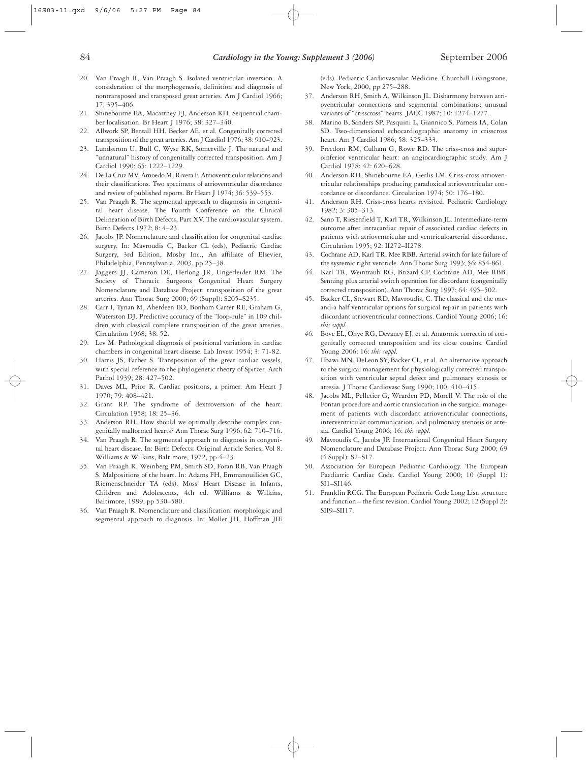20. Van Praagh R, Van Praagh S. Isolated ventricular inversion. A consideration of the morphogenesis, definition and diagnosis of nontransposed and transposed great arteries. Am J Cardiol 1966; 17: 395–406.
21. Shinebourne EA, Macartney FJ, Anderson RH. Sequential chamber localisation. Br Heart J 1976; 38: 327–340.
22. Allwork SP, Bentall HH, Becker AE, et al. Congenitally corrected transposition of the great arteries. Am J Cardiol 1976; 38: 910–923.
23. Lundstrom U, Bull C, Wyse RK, Somerville J. The natural and "unnatural" history of congenitally corrected transposition. Am J Cardiol 1990; 65: 1222–1229.
24. De La Cruz MV, Amoedo M, Rivera F. Atrioventricular relations and their classifications. Two specimens of atrioventricular discordance and review of published reports. Br Heart J 1974; 36: 539–553.
25. Van Praagh R. The segmental approach to diagnosis in congenital heart disease. The Fourth Conference on the Clinical Delineation of Birth Defects, Part XV. The cardiovascular system. Birth Defects 1972; 8: 4–23.
26. Jacobs JP. Nomenclature and classification for congenital cardiac surgery. In: Mavroudis C, Backer CL (eds), Pediatric Cardiac Surgery, 3rd Edition, Mosby Inc., An affiliate of Elsevier, Philadelphia, Pennsylvania, 2003, pp 25–38.
27. Jaggers JJ, Cameron DE, Herlong JR, Ungerleider RM. The Society of Thoracic Surgeons Congenital Heart Surgery Nomenclature and Database Project: transposition of the great arteries. Ann Thorac Surg 2000; 69 (Suppl): S205–S235.
28. Carr I, Tynan M, Aberdeen EO, Bonham Carter RE, Graham G, Waterston DJ. Predictive accuracy of the "loop-rule" in 109 children with classical complete transposition of the great arteries. Circulation 1968; 38: 52.
29. Lev M. Pathological diagnosis of positional variations in cardiac chambers in congenital heart disease. Lab Invest 1954; 3: 71-82.
30. Harris JS, Farber S. Transposition of the great cardiac vessels, with special reference to the phylogenetic theory of Spitzer. Arch Pathol 1939; 28: 427–502.
31. Daves ML, Prior R. Cardiac positions, a primer. Am Heart J 1970; 79: 408–421.
32. Grant RP. The syndrome of dextroversion of the heart. Circulation 1958; 18: 25–36.
33. Anderson RH. How should we optimally describe complex congenitally malformed hearts? Ann Thorac Surg 1996; 62: 710–716.
34. Van Praagh R. The segmental approach to diagnosis in congenital heart disease. In: Birth Defects: Original Article Series, Vol 8. Williams & Wilkins, Baltimore, 1972, pp 4–23.
35. Van Praagh R, Weinberg PM, Smith SD, Foran RB, Van Praagh S. Malpositions of the heart. In: Adams FH, Emmanouilides GC, Riemenschneider TA (eds). Moss' Heart Disease in Infants, Children and Adolescents, 4th ed. Williams & Wilkins, Baltimore, 1989, pp 530–580.
36. Van Praagh R. Nomenclature and classification: morphologic and segmental approach to diagnosis. In: Moller JH, Hoffman JIE (eds). Pediatric Cardiovascular Medicine. Churchill Livingstone, New York, 2000, pp 275–288.
37. Anderson RH, Smith A, Wilkinson JL. Disharmony between atrioventricular connections and segmental combinations: unusual variants of "crisscross" hearts. JACC 1987; 10: 1274–1277.
38. Marino B, Sanders SP, Pasquini L, Giannico S, Parness IA, Colan SD. Two-dimensional echocardiographic anatomy in crisscross heart. Am J Cardiol 1986; 58: 325–333.
39. Freedom RM, Culham G, Rowe RD. The criss-cross and superoinferior ventricular heart: an angiocardiographic study. Am J Cardiol 1978; 42: 620–628.
40. Anderson RH, Shinebourne EA, Gerlis LM. Criss-cross atrioventricular relationships producing paradoxical atrioventricular concordance or discordance. Circulation 1974; 50: 176–180.
41. Anderson RH. Criss-cross hearts revisited. Pediatric Cardiology 1982; 3: 305–313.
42. Sano T, Riesenfield T, Karl TR, Wilkinson JL. Intermediate-term outcome after intracardiac repair of associated cardiac defects in patients with atrioventricular and ventriculoarterial discordance. Circulation 1995; 92: II272–II278.
43. Cochrane AD, Karl TR, Mee RBB. Arterial switch for late failure of the systemic right ventricle. Ann Thorac Surg 1993; 56: 854-861.
44. Karl TR, Weintraub RG, Brizard CP, Cochrane AD, Mee RBB. Senning plus arterial switch operation for discordant (congenitally corrected transposition). Ann Thorac Surg 1997; 64: 495–502.
45. Backer CL, Stewart RD, Mavroudis, C. The classical and the one-and-a half ventricular options for surgical repair in patients with discordant atrioventricular connections. Cardiol Young 2006; 16: *this suppl.*
46. Bove EL, Ohye RG, Devaney EJ, et al. Anatomic correctin of congenitally corrected transposition and its close cousins. Cardiol Young 2006: 16: *this suppl.*
47. Ilbawi MN, DeLeon SY, Backer CL, et al. An alternative approach to the surgical management for physiologically corrected transposition with ventricular septal defect and pulmonary stenosis or atresia. J Thorac Cardiovasc Surg 1990; 100: 410–415.
48. Jacobs ML, Pelletier G, Wearden PD, Morell V. The role of the Fontan procedure and aortic translocation in the surgical management of patients with discordant atrioventricular connections, interventricular communication, and pulmonary stenosis or atresia. Cardiol Young 2006; 16: *this suppl.*
49. Mavroudis C, Jacobs JP. International Congenital Heart Surgery Nomenclature and Database Project. Ann Thorac Surg 2000; 69 (4 Suppl): S2–S17.
50. Association for European Pediatric Cardiology. The European Paediatric Cardiac Code. Cardiol Young 2000; 10 (Suppl 1): SI1–SI146.
51. Franklin RCG. The European Pediatric Code Long List: structure and function – the first revision. Cardiol Young 2002; 12 (Suppl 2): SII9–SII17.